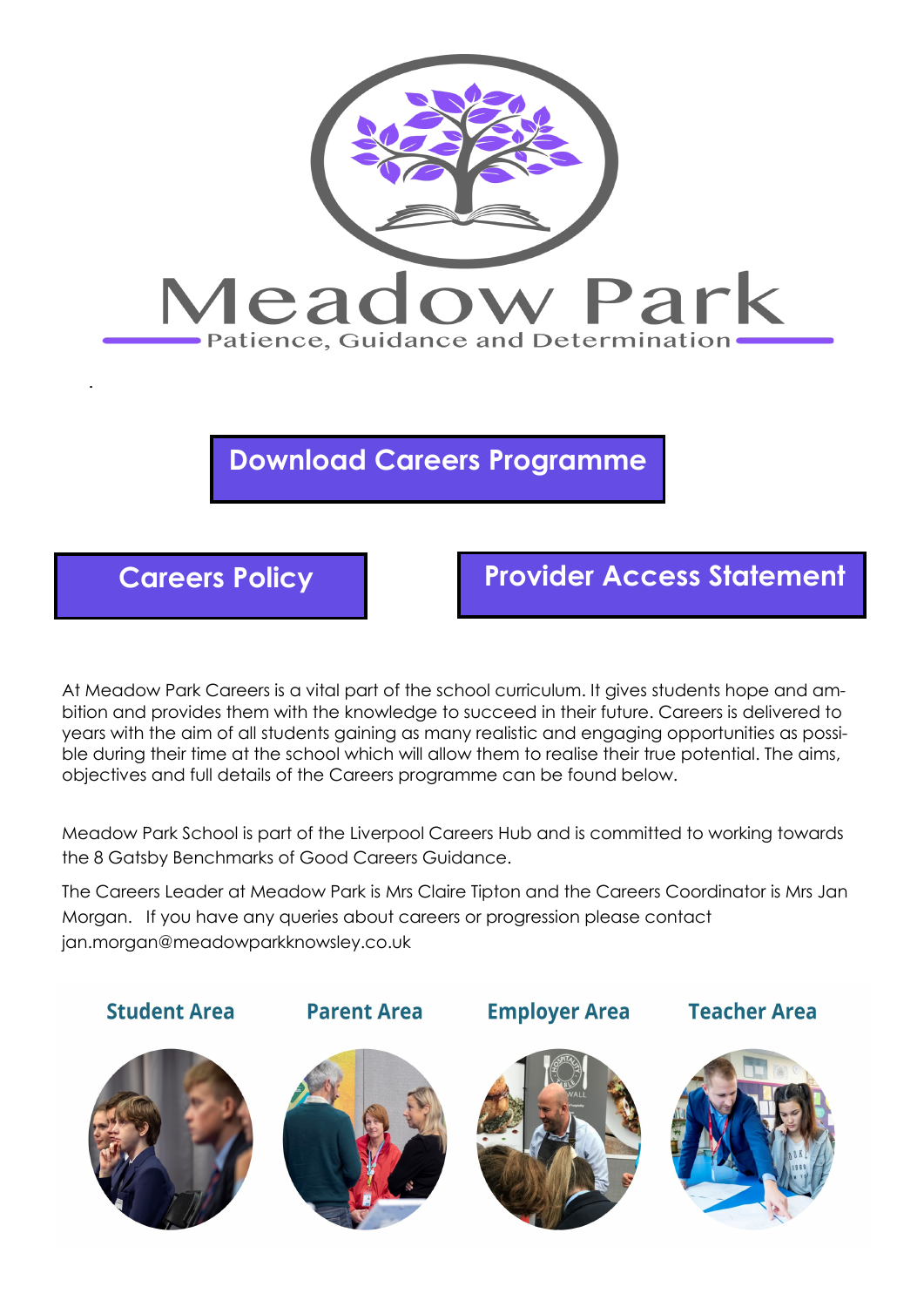# Meadow Park

Patience, Guidance and Determination

**Download Careers Programme**

**Careers Policy**

**Provider Access Statement**

At Meadow Park Careers is a vital part of the school curriculum. It gives students hope and ambition and provides them with the knowledge to succeed in their future. Careers is delivered to years with the aim of all students gaining as many realistic and engaging opportunities as possible during their time at the school which will allow them to realise their true potential. The aims, objectives and full details of the Careers programme can be found below.

Meadow Park School is part of the Liverpool Careers Hub and is committed to working towards the 8 Gatsby Benchmarks of Good Careers Guidance.

The Careers Leader at Meadow Park is Mrs Claire Tipton and the Careers Coordinator is Mrs Jan Morgan. If you have any queries about careers or progression please contact jan.morgan@meadowparkknowsley.co.uk

**Student Area** | **Parent Area** | **Employer Area** | **Teacher Area**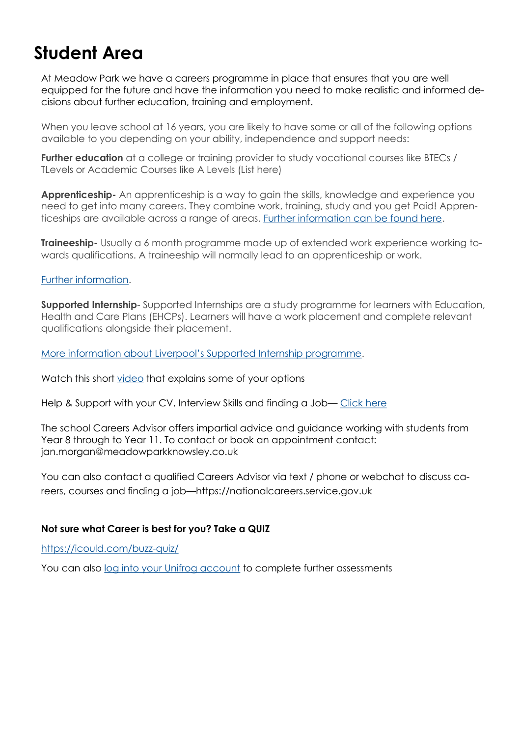# Student Area

At Meadow Park we have a careers programme in place that ensures that you are well equipped for the future and have the information you need to make realistic and informed decisions about further education, training and employment.

When you leave school at 16 years, you are likely to have some or all of the following options available to you depending on your ability, independence and support needs:

**Further education** at a college or training provider to study vocational courses like BTECs / TLevels or Academic Courses like A Levels (List here)

**Apprenticeship-** An apprenticeship is a way to gain the skills, knowledge and experience you need to get into many careers. They combine work, training, study and you get Paid! Apprenticeships are available across a range of areas. Further information can be found here.

**Traineeship-** Usually a 6 month programme made up of extended work experience working towards qualifications. A traineeship will normally lead to an apprenticeship or work.

Further information.

**Supported Internship**- Supported Internships are a study programme for learners with Education, Health and Care Plans (EHCPs). Learners will have a work placement and complete relevant qualifications alongside their placement.

More information about Liverpool's Supported Internship programme.

Watch this short video that explains some of your options

Help & Support with your CV, Interview Skills and finding a Job— Click here

The school Careers Advisor offers impartial advice and guidance working with students from Year 8 through to Year 11. To contact or book an appointment contact: jan.morgan@meadowparkknowsley.co.uk

You can also contact a qualified Careers Advisor via text / phone or webchat to discuss careers, courses and finding a job—https://nationalcareers.service.gov.uk

**Not sure what Career is best for you? Take a QUIZ**

https://icould.com/buzz-quiz/

You can also log into your Unifrog account to complete further assessments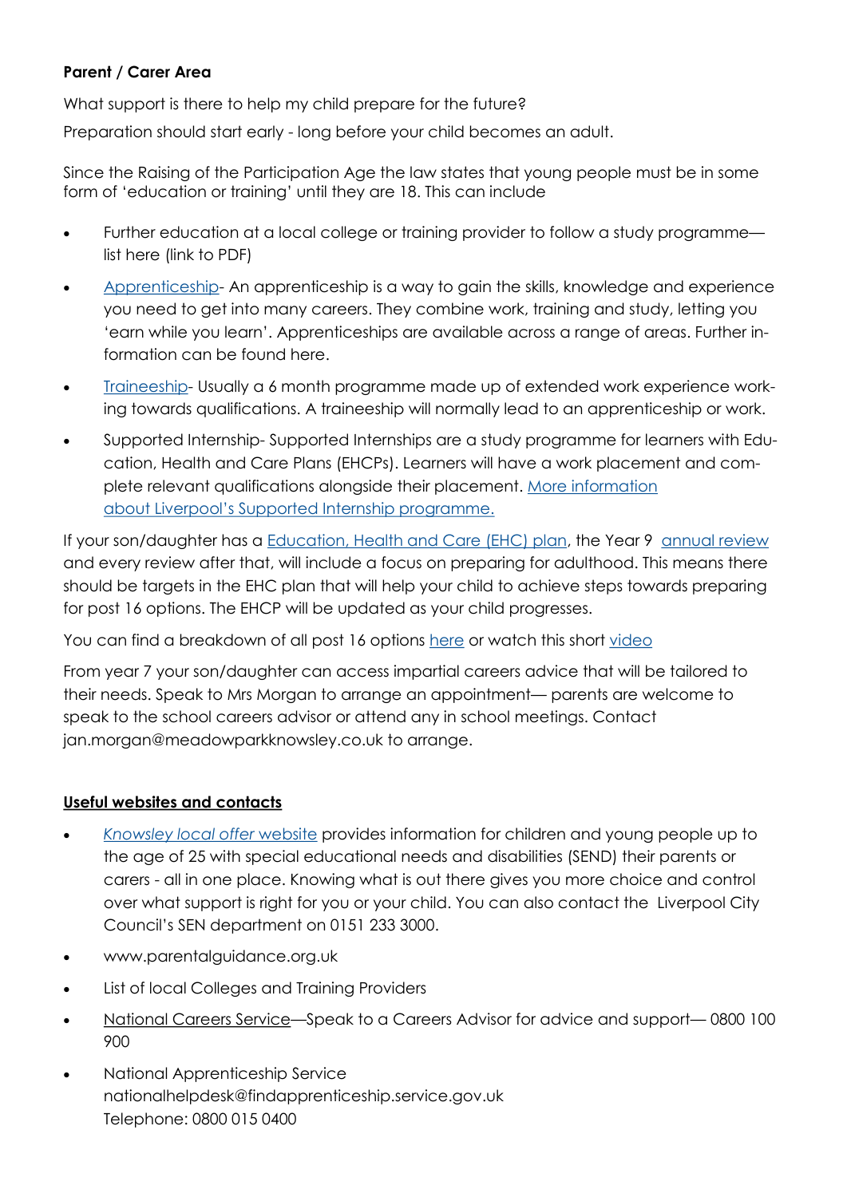**Parent / Carer Area**

What support is there to help my child prepare for the future?

Preparation should start early - long before your child becomes an adult.

Since the Raising of the Participation Age the law states that young people must be in some form of 'education or training' until they are 18. This can include

- Further education at a local college or training provider to follow a study programme—list here (link to PDF)
- Apprenticeship- An apprenticeship is a way to gain the skills, knowledge and experience you need to get into many careers. They combine work, training and study, letting you 'earn while you learn'. Apprenticeships are available across a range of areas. Further information can be found here.
- Traineeship- Usually a 6 month programme made up of extended work experience working towards qualifications. A traineeship will normally lead to an apprenticeship or work.
- Supported Internship- Supported Internships are a study programme for learners with Education, Health and Care Plans (EHCPs). Learners will have a work placement and complete relevant qualifications alongside their placement. More information about Liverpool's Supported Internship programme.

If your son/daughter has a Education, Health and Care (EHC) plan, the Year 9 annual review and every review after that, will include a focus on preparing for adulthood. This means there should be targets in the EHC plan that will help your child to achieve steps towards preparing for post 16 options. The EHCP will be updated as your child progresses.

You can find a breakdown of all post 16 options here or watch this short video

From year 7 your son/daughter can access impartial careers advice that will be tailored to their needs. Speak to Mrs Morgan to arrange an appointment— parents are welcome to speak to the school careers advisor or attend any in school meetings. Contact jan.morgan@meadowparkknowsley.co.uk to arrange.

**Useful websites and contacts**

- *Knowsley local offer* website provides information for children and young people up to the age of 25 with special educational needs and disabilities (SEND) their parents or carers - all in one place. Knowing what is out there gives you more choice and control over what support is right for you or your child. You can also contact the Liverpool City Council's SEN department on 0151 233 3000.
- www.parentalguidance.org.uk
- List of local Colleges and Training Providers
- National Careers Service—Speak to a Careers Advisor for advice and support— 0800 100 900
- National Apprenticeship Service
  nationalhelpdesk@findapprenticeship.service.gov.uk
  Telephone: 0800 015 0400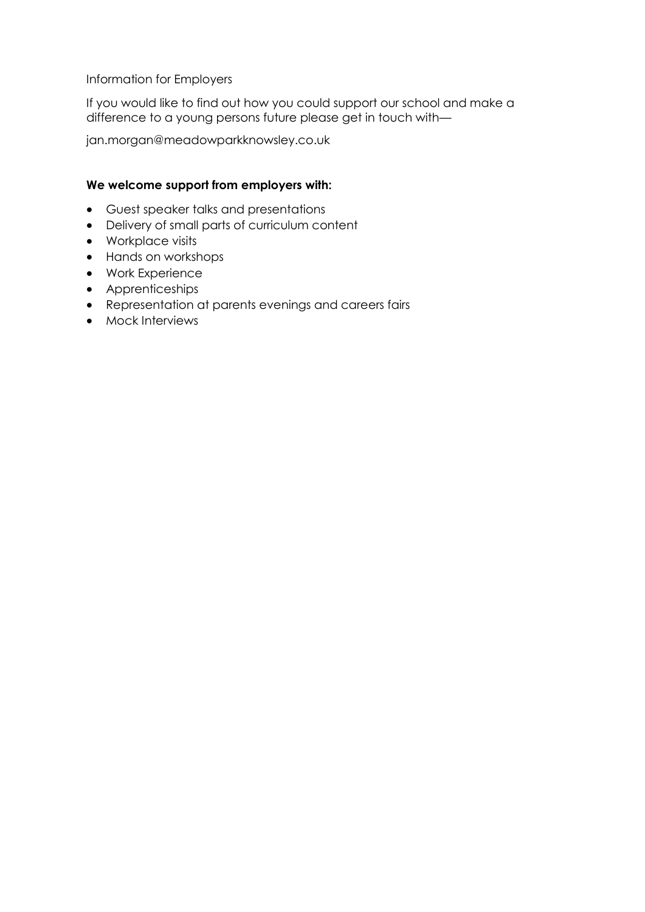Information for Employers

If you would like to find out how you could support our school and make a difference to a young persons future please get in touch with—

jan.morgan@meadowparkknowsley.co.uk

**We welcome support from employers with:**

- Guest speaker talks and presentations
- Delivery of small parts of curriculum content
- Workplace visits
- Hands on workshops
- Work Experience
- Apprenticeships
- Representation at parents evenings and careers fairs
- Mock Interviews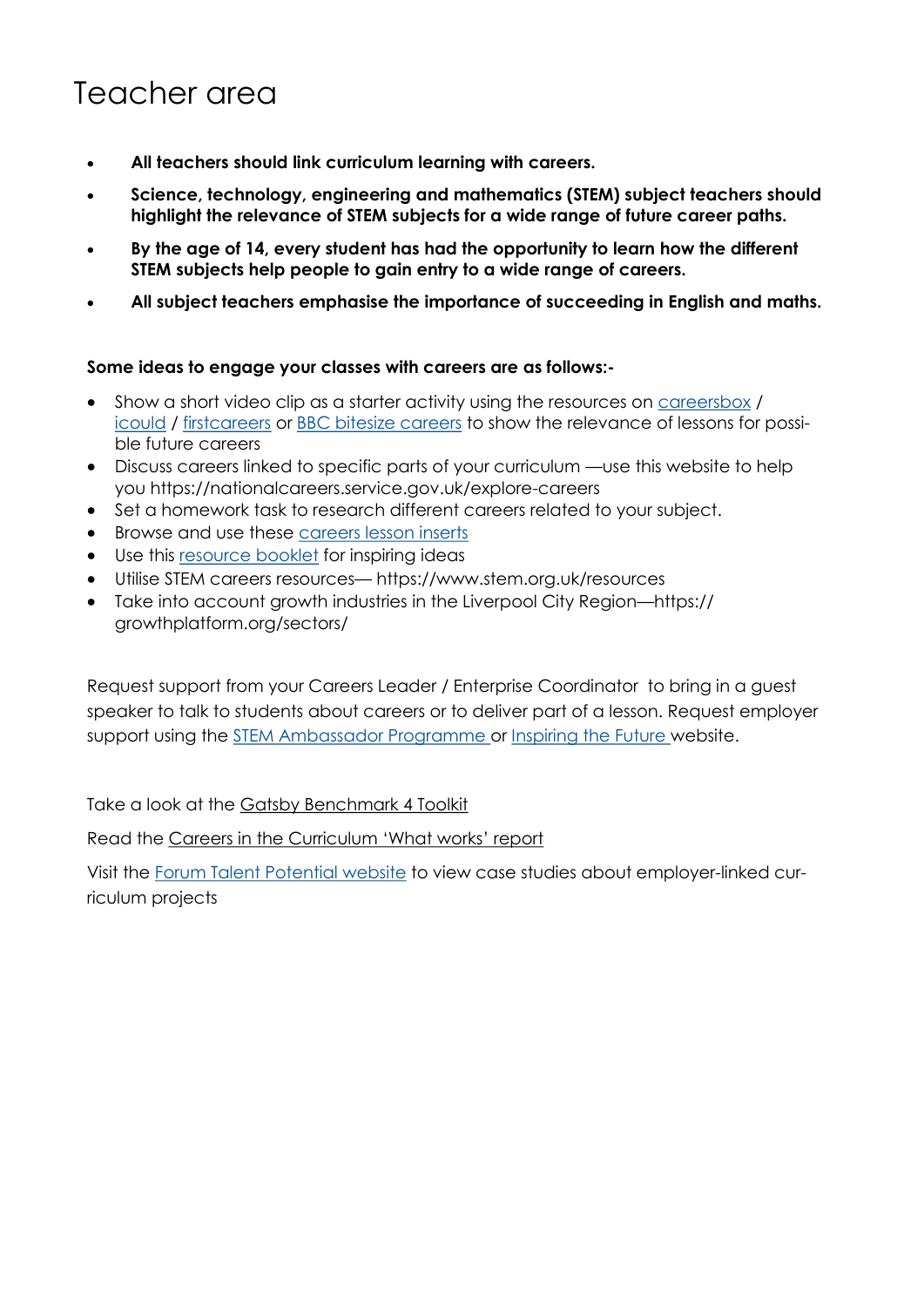# Teacher area

- **All teachers should link curriculum learning with careers.**
- **Science, technology, engineering and mathematics (STEM) subject teachers should highlight the relevance of STEM subjects for a wide range of future career paths.**
- **By the age of 14, every student has had the opportunity to learn how the different STEM subjects help people to gain entry to a wide range of careers.**
- **All subject teachers emphasise the importance of succeeding in English and maths.**

**Some ideas to engage your classes with careers are as follows:-**

- Show a short video clip as a starter activity using the resources on careersbox / icould / firstcareers or BBC bitesize careers to show the relevance of lessons for possible future careers
- Discuss careers linked to specific parts of your curriculum —use this website to help you https://nationalcareers.service.gov.uk/explore-careers
- Set a homework task to research different careers related to your subject.
- Browse and use these careers lesson inserts
- Use this resource booklet for inspiring ideas
- Utilise STEM careers resources— https://www.stem.org.uk/resources
- Take into account growth industries in the Liverpool City Region—https://growthplatform.org/sectors/

Request support from your Careers Leader / Enterprise Coordinator to bring in a guest speaker to talk to students about careers or to deliver part of a lesson. Request employer support using the STEM Ambassador Programme or Inspiring the Future website.

Take a look at the Gatsby Benchmark 4 Toolkit

Read the Careers in the Curriculum 'What works' report

Visit the Forum Talent Potential website to view case studies about employer-linked curriculum projects